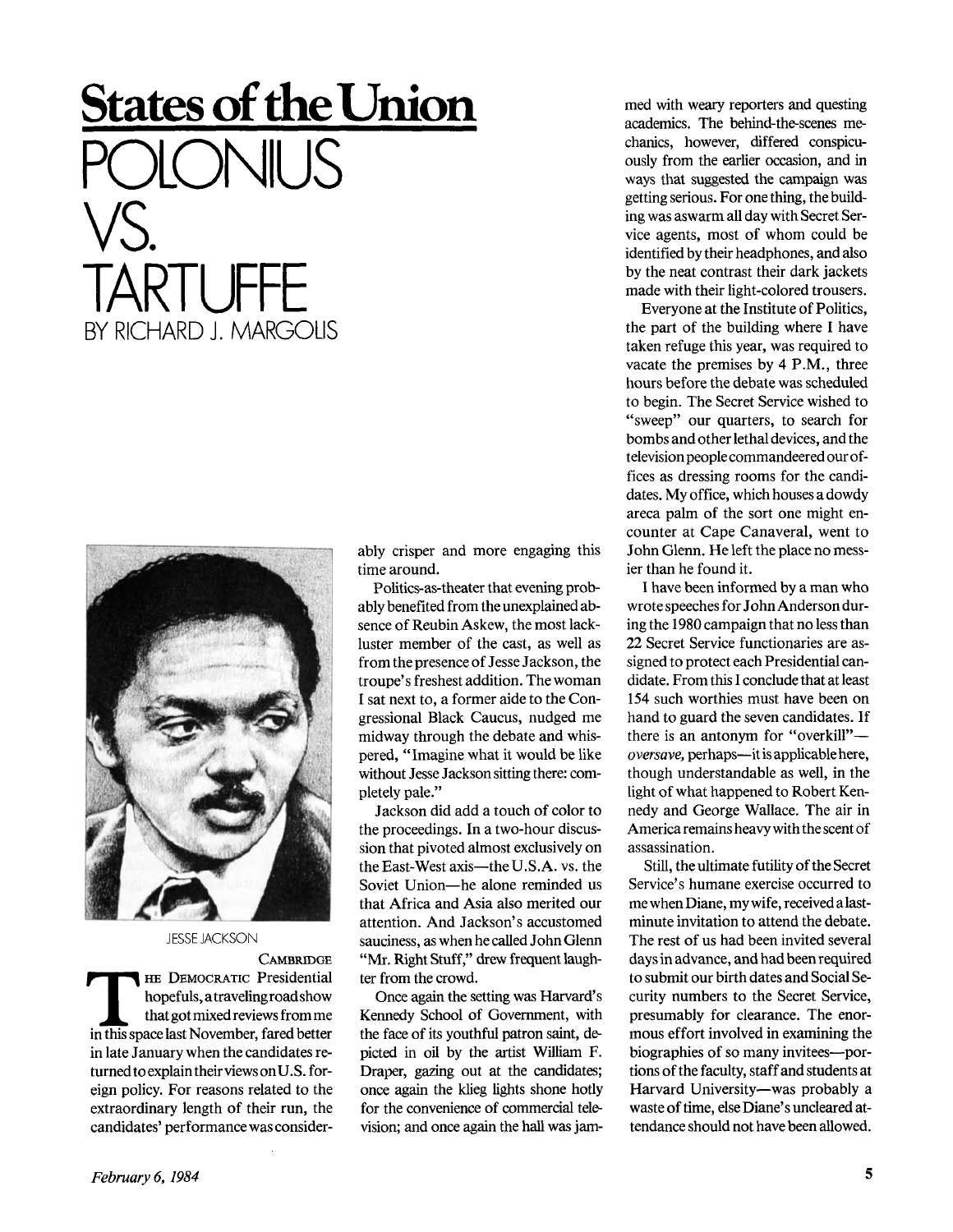# States of the Union

# POLONIUS VS. TARTUFFE

BY RICHARD J. MARGOLIS

JESSE JACKSON

CAMBRIDGE

THE DEMOCRATIC Presidential hopefuls, a traveling road show that got mixed reviews from me in this space last November, fared better in late January when the candidates returned to explain their views on U.S. foreign policy. For reasons related to the extraordinary length of their run, the candidates' performance was considerably crisper and more engaging this time around.

Politics-as-theater that evening probably benefited from the unexplained absence of Reubin Askew, the most lackluster member of the cast, as well as from the presence of Jesse Jackson, the troupe's freshest addition. The woman I sat next to, a former aide to the Congressional Black Caucus, nudged me midway through the debate and whispered, "Imagine what it would be like without Jesse Jackson sitting there: completely pale."

Jackson did add a touch of color to the proceedings. In a two-hour discussion that pivoted almost exclusively on the East-West axis—the U.S.A. vs. the Soviet Union—he alone reminded us that Africa and Asia also merited our attention. And Jackson's accustomed sauciness, as when he called John Glenn "Mr. Right Stuff," drew frequent laughter from the crowd.

Once again the setting was Harvard's Kennedy School of Government, with the face of its youthful patron saint, depicted in oil by the artist William F. Draper, gazing out at the candidates; once again the klieg lights shone hotly for the convenience of commercial television; and once again the hall was jammed with weary reporters and questing academics. The behind-the-scenes mechanics, however, differed conspicuously from the earlier occasion, and in ways that suggested the campaign was getting serious. For one thing, the building was aswarm all day with Secret Service agents, most of whom could be identified by their headphones, and also by the neat contrast their dark jackets made with their light-colored trousers.

Everyone at the Institute of Politics, the part of the building where I have taken refuge this year, was required to vacate the premises by 4 P.M., three hours before the debate was scheduled to begin. The Secret Service wished to "sweep" our quarters, to search for bombs and other lethal devices, and the television people commandeered our offices as dressing rooms for the candidates. My office, which houses a dowdy areca palm of the sort one might encounter at Cape Canaveral, went to John Glenn. He left the place no messier than he found it.

I have been informed by a man who wrote speeches for John Anderson during the 1980 campaign that no less than 22 Secret Service functionaries are assigned to protect each Presidential candidate. From this I conclude that at least 154 such worthies must have been on hand to guard the seven candidates. If there is an antonym for "overkill"—*oversave*, perhaps—it is applicable here, though understandable as well, in the light of what happened to Robert Kennedy and George Wallace. The air in America remains heavy with the scent of assassination.

Still, the ultimate futility of the Secret Service's humane exercise occurred to me when Diane, my wife, received a last-minute invitation to attend the debate. The rest of us had been invited several days in advance, and had been required to submit our birth dates and Social Security numbers to the Secret Service, presumably for clearance. The enormous effort involved in examining the biographies of so many invitees—portions of the faculty, staff and students at Harvard University—was probably a waste of time, else Diane's uncleared attendance should not have been allowed.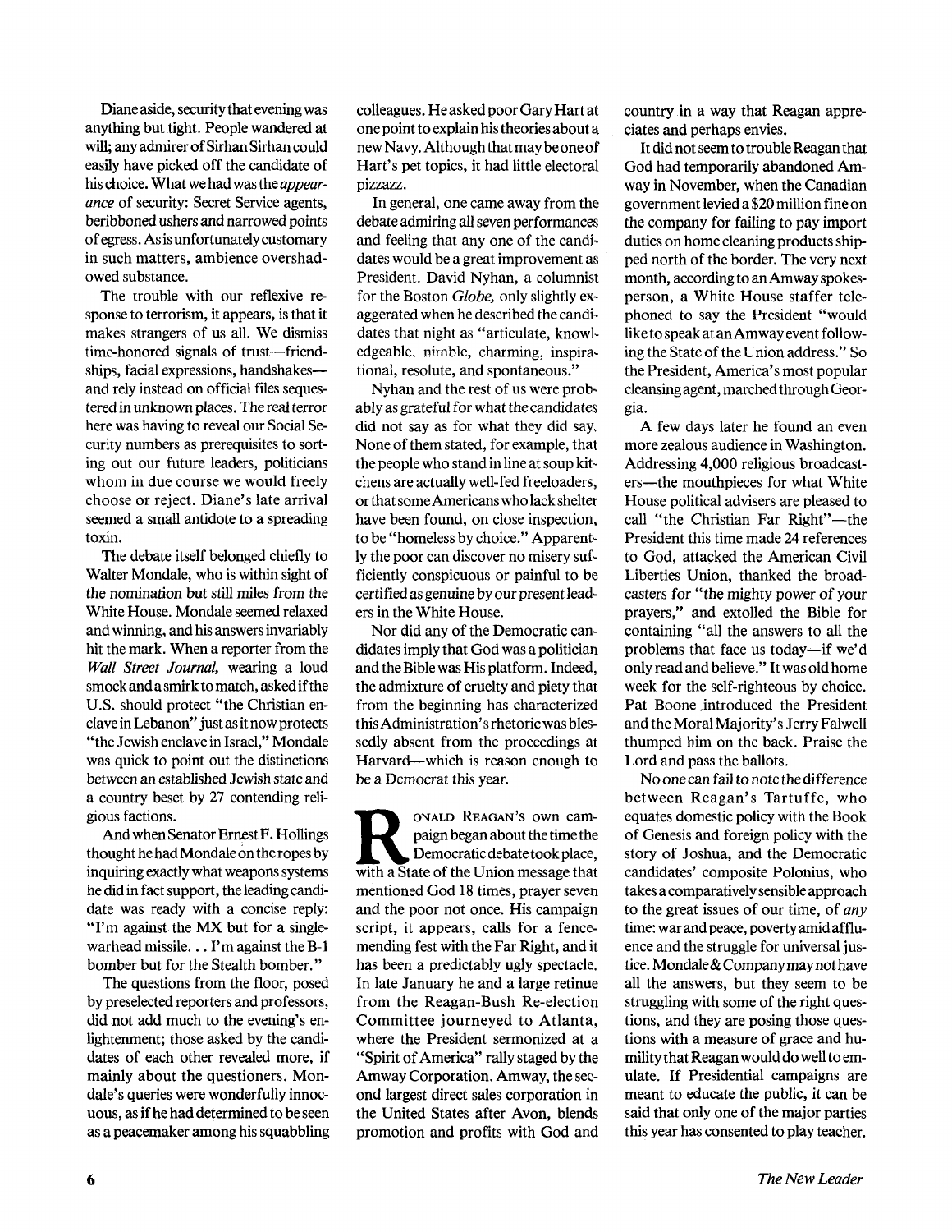Diane aside, security that evening was anything but tight. People wandered at will; any admirer of Sirhan Sirhan could easily have picked off the candidate of his choice. What we had was the *appearance* of security: Secret Service agents, beribboned ushers and narrowed points of egress. As is unfortunately customary in such matters, ambience overshadowed substance.

The trouble with our reflexive response to terrorism, it appears, is that it makes strangers of us all. We dismiss time-honored signals of trust—friendships, facial expressions, handshakes—and rely instead on official files sequestered in unknown places. The real terror here was having to reveal our Social Security numbers as prerequisites to sorting out our future leaders, politicians whom in due course we would freely choose or reject. Diane's late arrival seemed a small antidote to a spreading toxin.

The debate itself belonged chiefly to Walter Mondale, who is within sight of the nomination but still miles from the White House. Mondale seemed relaxed and winning, and his answers invariably hit the mark. When a reporter from the *Wall Street Journal,* wearing a loud smock and a smirk to match, asked if the U.S. should protect "the Christian enclave in Lebanon" just as it now protects "the Jewish enclave in Israel," Mondale was quick to point out the distinctions between an established Jewish state and a country beset by 27 contending religious factions.

And when Senator Ernest F. Hollings thought he had Mondale on the ropes by inquiring exactly what weapons systems he did in fact support, the leading candidate was ready with a concise reply: "I'm against the MX but for a single-warhead missile. . . I'm against the B-1 bomber but for the Stealth bomber."

The questions from the floor, posed by preselected reporters and professors, did not add much to the evening's enlightenment; those asked by the candidates of each other revealed more, if mainly about the questioners. Mondale's queries were wonderfully innocuous, as if he had determined to be seen as a peacemaker among his squabbling colleagues. He asked poor Gary Hart at one point to explain his theories about a new Navy. Although that may be one of Hart's pet topics, it had little electoral pizzazz.

In general, one came away from the debate admiring all seven performances and feeling that any one of the candidates would be a great improvement as President. David Nyhan, a columnist for the Boston *Globe,* only slightly exaggerated when he described the candidates that night as "articulate, knowledgeable, nimble, charming, inspirational, resolute, and spontaneous."

Nyhan and the rest of us were probably as grateful for what the candidates did not say as for what they did say. None of them stated, for example, that the people who stand in line at soup kitchens are actually well-fed freeloaders, or that some Americans who lack shelter have been found, on close inspection, to be "homeless by choice." Apparently the poor can discover no misery sufficiently conspicuous or painful to be certified as genuine by our present leaders in the White House.

Nor did any of the Democratic candidates imply that God was a politician and the Bible was His platform. Indeed, the admixture of cruelty and piety that from the beginning has characterized this Administration's rhetoric was blessedly absent from the proceedings at Harvard—which is reason enough to be a Democrat this year.

RONALD REAGAN'S own campaign began about the time the Democratic debate took place, with a State of the Union message that mentioned God 18 times, prayer seven and the poor not once. His campaign script, it appears, calls for a fence-mending fest with the Far Right, and it has been a predictably ugly spectacle. In late January he and a large retinue from the Reagan-Bush Re-election Committee journeyed to Atlanta, where the President sermonized at a "Spirit of America" rally staged by the Amway Corporation. Amway, the second largest direct sales corporation in the United States after Avon, blends promotion and profits with God and country in a way that Reagan appreciates and perhaps envies.

It did not seem to trouble Reagan that God had temporarily abandoned Amway in November, when the Canadian government levied a $20 million fine on the company for failing to pay import duties on home cleaning products shipped north of the border. The very next month, according to an Amway spokesperson, a White House staffer telephoned to say the President "would like to speak at an Amway event following the State of the Union address." So the President, America's most popular cleansing agent, marched through Georgia.

A few days later he found an even more zealous audience in Washington. Addressing 4,000 religious broadcasters—the mouthpieces for what White House political advisers are pleased to call "the Christian Far Right"—the President this time made 24 references to God, attacked the American Civil Liberties Union, thanked the broadcasters for "the mighty power of your prayers," and extolled the Bible for containing "all the answers to all the problems that face us today—if we'd only read and believe." It was old home week for the self-righteous by choice. Pat Boone introduced the President and the Moral Majority's Jerry Falwell thumped him on the back. Praise the Lord and pass the ballots.

No one can fail to note the difference between Reagan's Tartuffe, who equates domestic policy with the Book of Genesis and foreign policy with the story of Joshua, and the Democratic candidates' composite Polonius, who takes a comparatively sensible approach to the great issues of our time, of *any* time: war and peace, poverty amid affluence and the struggle for universal justice. Mondale & Company may not have all the answers, but they seem to be struggling with some of the right questions, and they are posing those questions with a measure of grace and humility that Reagan would do well to emulate. If Presidential campaigns are meant to educate the public, it can be said that only one of the major parties this year has consented to play teacher.